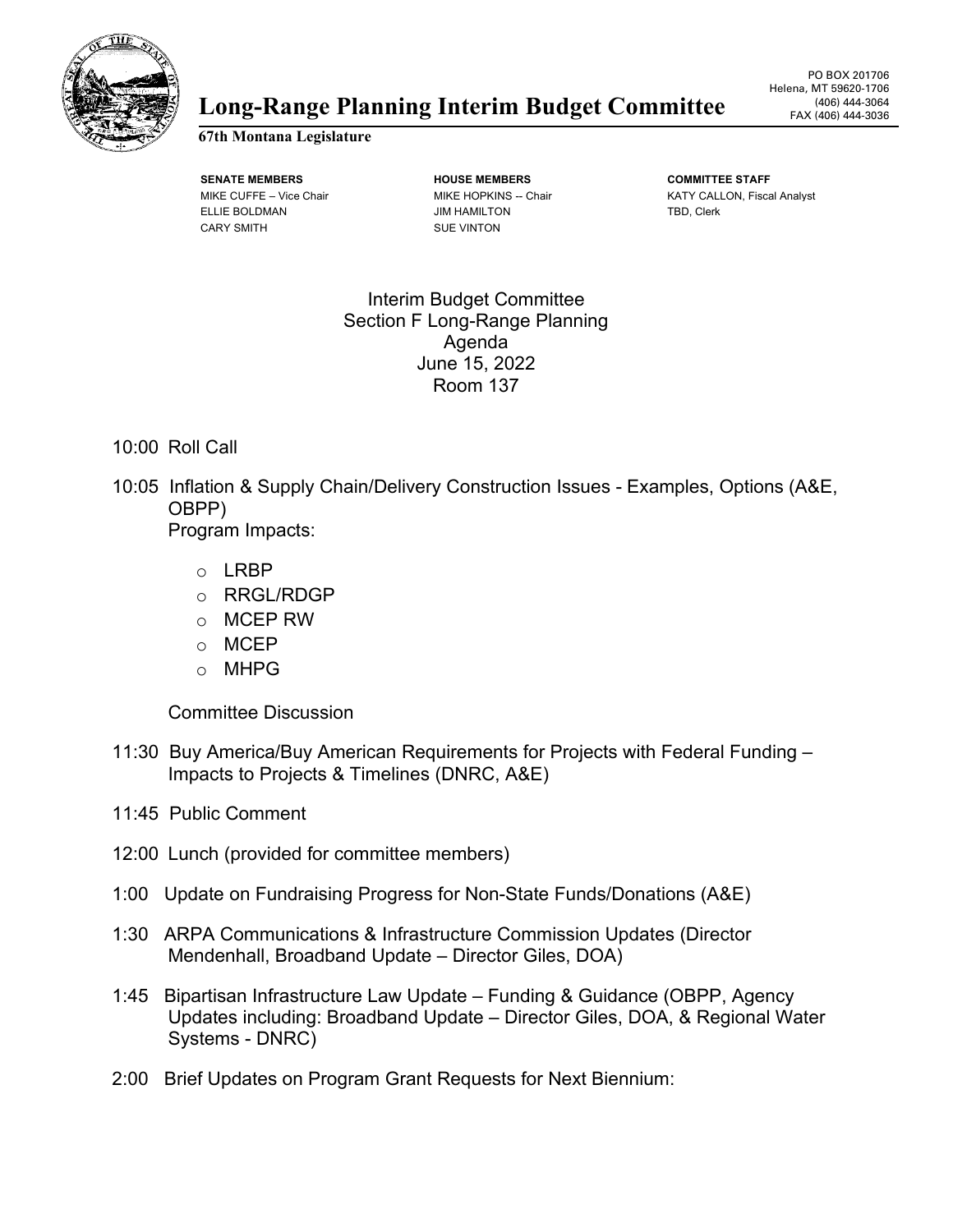# Long-Range Planning Interim Budget Committee

**67th Montana Legislature**

PO BOX 201706
Helena, MT 59620-1706
(406) 444-3064
FAX (406) 444-3036

| SENATE MEMBERS | HOUSE MEMBERS | COMMITTEE STAFF |
| --- | --- | --- |
| MIKE CUFFE – Vice Chair | MIKE HOPKINS -- Chair | KATY CALLON, Fiscal Analyst |
| ELLIE BOLDMAN | JIM HAMILTON | TBD, Clerk |
| CARY SMITH | SUE VINTON | |

Interim Budget Committee
Section F Long-Range Planning
Agenda
June 15, 2022
Room 137

10:00 Roll Call

10:05 Inflation & Supply Chain/Delivery Construction Issues - Examples, Options (A&E, OBPP)
Program Impacts:

- LRBP
- RRGL/RDGP
- MCEP RW
- MCEP
- MHPG

Committee Discussion

11:30 Buy America/Buy American Requirements for Projects with Federal Funding – Impacts to Projects & Timelines (DNRC, A&E)

11:45 Public Comment

12:00 Lunch (provided for committee members)

1:00 Update on Fundraising Progress for Non-State Funds/Donations (A&E)

1:30 ARPA Communications & Infrastructure Commission Updates (Director Mendenhall, Broadband Update – Director Giles, DOA)

1:45 Bipartisan Infrastructure Law Update – Funding & Guidance (OBPP, Agency Updates including: Broadband Update – Director Giles, DOA, & Regional Water Systems - DNRC)

2:00 Brief Updates on Program Grant Requests for Next Biennium: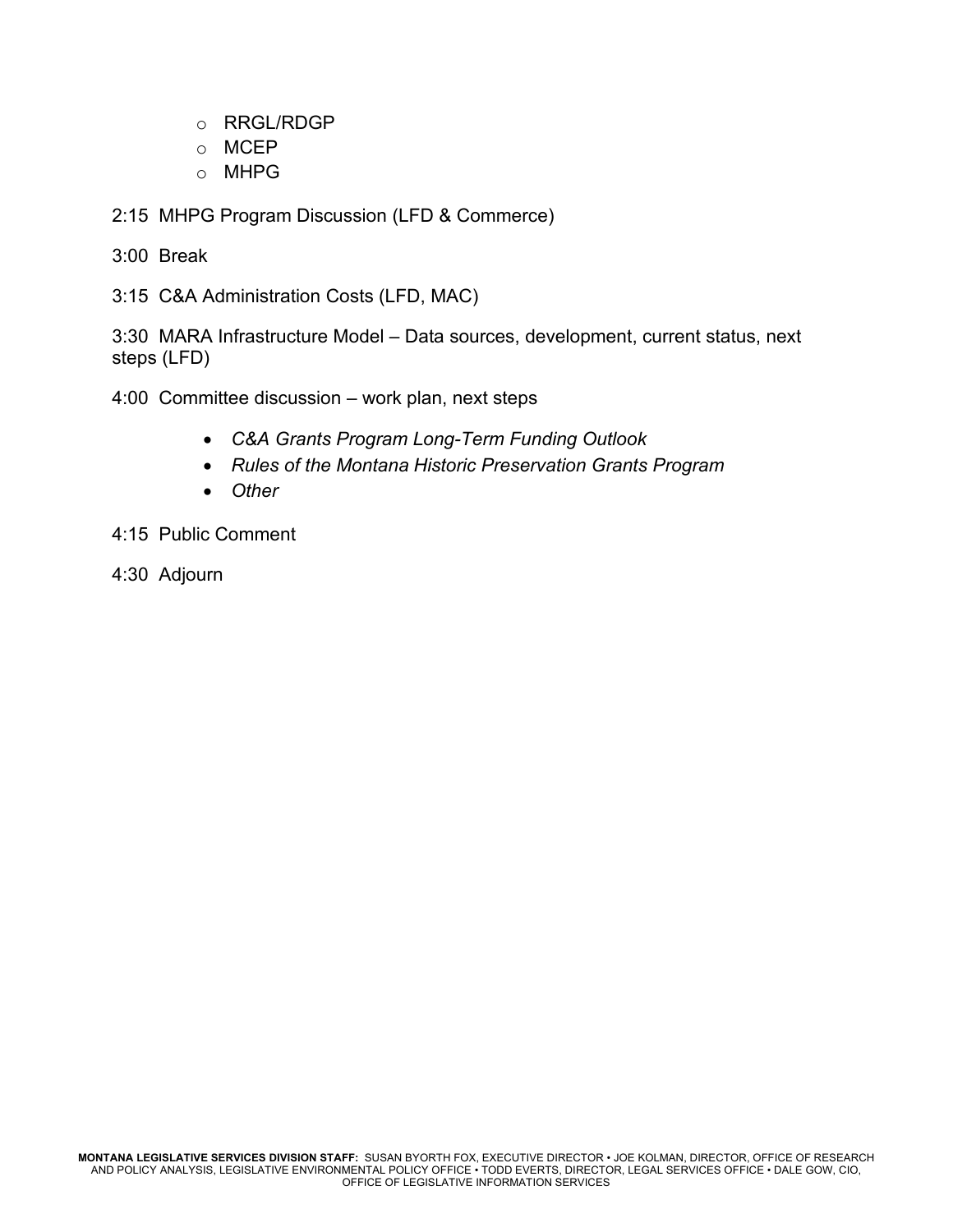- RRGL/RDGP
  - MCEP
  - MHPG

2:15 MHPG Program Discussion (LFD & Commerce)

3:00 Break

3:15 C&A Administration Costs (LFD, MAC)

3:30 MARA Infrastructure Model – Data sources, development, current status, next steps (LFD)

4:00 Committee discussion – work plan, next steps

- *C&A Grants Program Long-Term Funding Outlook*
- *Rules of the Montana Historic Preservation Grants Program*
- *Other*

4:15 Public Comment

4:30 Adjourn